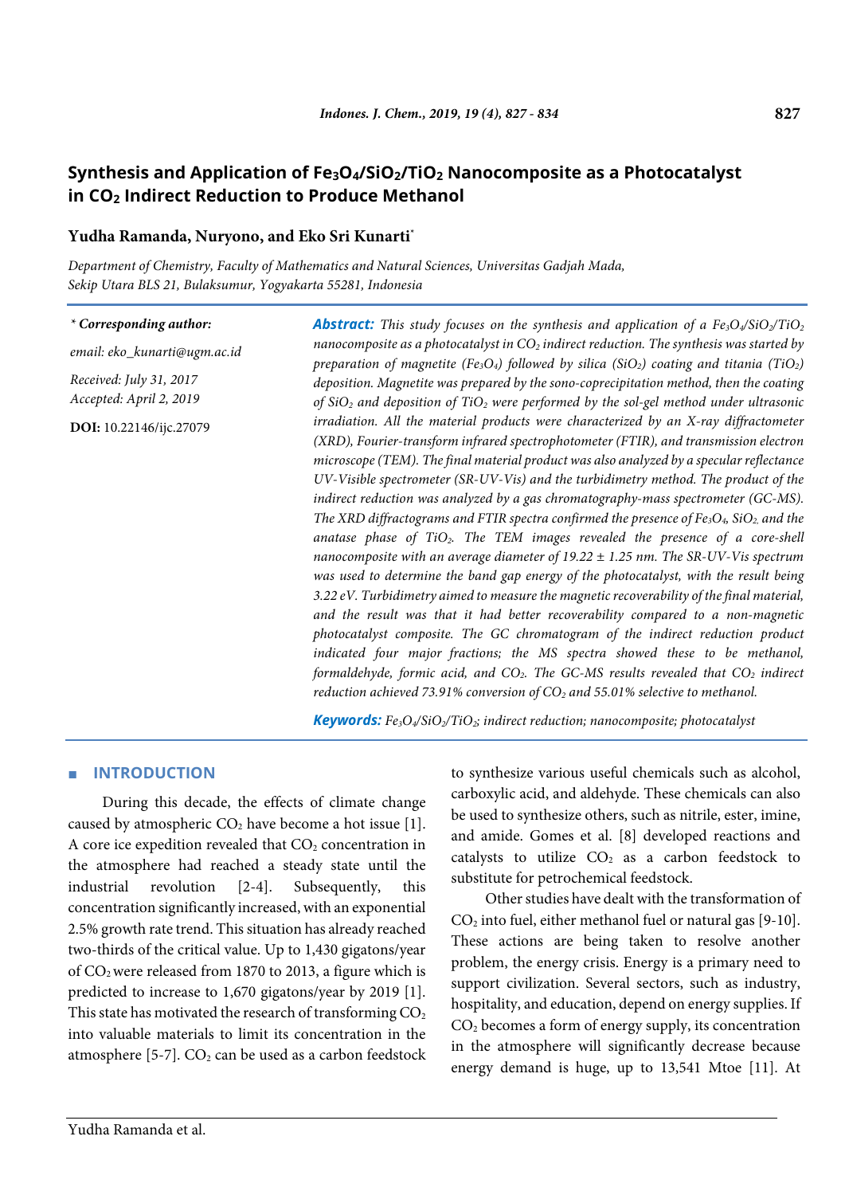# Synthesis and Application of $Fe_3O_4/SiO_2/TiO_2$ Nanocomposite as a Photocatalyst in $CO_2$ Indirect Reduction to Produce Methanol

**Yudha Ramanda, Nuryono, and Eko Sri Kunarti***

*Department of Chemistry, Faculty of Mathematics and Natural Sciences, Universitas Gadjah Mada, Sekip Utara BLS 21, Bulaksumur, Yogyakarta 55281, Indonesia*

*** Corresponding author:**

*email: eko_kunarti@ugm.ac.id*

*Received: July 31, 2017*
*Accepted: April 2, 2019*

**DOI:** 10.22146/ijc.27079

***Abstract:*** *This study focuses on the synthesis and application of a $Fe_3O_4/SiO_2/TiO_2$ nanocomposite as a photocatalyst in $CO_2$ indirect reduction. The synthesis was started by preparation of magnetite ($Fe_3O_4$) followed by silica ($SiO_2$) coating and titania ($TiO_2$) deposition. Magnetite was prepared by the sono-coprecipitation method, then the coating of $SiO_2$ and deposition of $TiO_2$ were performed by the sol-gel method under ultrasonic irradiation. All the material products were characterized by an X-ray diffractometer (XRD), Fourier-transform infrared spectrophotometer (FTIR), and transmission electron microscope (TEM). The final material product was also analyzed by a specular reflectance UV-Visible spectrometer (SR-UV-Vis) and the turbidimetry method. The product of the indirect reduction was analyzed by a gas chromatography-mass spectrometer (GC-MS). The XRD diffractograms and FTIR spectra confirmed the presence of $Fe_3O_4$, $SiO_2$, and the anatase phase of $TiO_2$. The TEM images revealed the presence of a core-shell nanocomposite with an average diameter of 19.22 ± 1.25 nm. The SR-UV-Vis spectrum was used to determine the band gap energy of the photocatalyst, with the result being 3.22 eV. Turbidimetry aimed to measure the magnetic recoverability of the final material, and the result was that it had better recoverability compared to a non-magnetic photocatalyst composite. The GC chromatogram of the indirect reduction product indicated four major fractions; the MS spectra showed these to be methanol, formaldehyde, formic acid, and $CO_2$. The GC-MS results revealed that $CO_2$ indirect reduction achieved 73.91% conversion of $CO_2$ and 55.01% selective to methanol.*

***Keywords:*** *$Fe_3O_4/SiO_2/TiO_2$; indirect reduction; nanocomposite; photocatalyst*

## INTRODUCTION

During this decade, the effects of climate change caused by atmospheric $CO_2$ have become a hot issue [1]. A core ice expedition revealed that $CO_2$ concentration in the atmosphere had reached a steady state until the industrial revolution [2-4]. Subsequently, this concentration significantly increased, with an exponential 2.5% growth rate trend. This situation has already reached two-thirds of the critical value. Up to 1,430 gigatons/year of $CO_2$ were released from 1870 to 2013, a figure which is predicted to increase to 1,670 gigatons/year by 2019 [1]. This state has motivated the research of transforming $CO_2$ into valuable materials to limit its concentration in the atmosphere [5-7]. $CO_2$ can be used as a carbon feedstock to synthesize various useful chemicals such as alcohol, carboxylic acid, and aldehyde. These chemicals can also be used to synthesize others, such as nitrile, ester, imine, and amide. Gomes et al. [8] developed reactions and catalysts to utilize $CO_2$ as a carbon feedstock to substitute for petrochemical feedstock.

Other studies have dealt with the transformation of $CO_2$ into fuel, either methanol fuel or natural gas [9-10]. These actions are being taken to resolve another problem, the energy crisis. Energy is a primary need to support civilization. Several sectors, such as industry, hospitality, and education, depend on energy supplies. If $CO_2$ becomes a form of energy supply, its concentration in the atmosphere will significantly decrease because energy demand is huge, up to 13,541 Mtoe [11]. At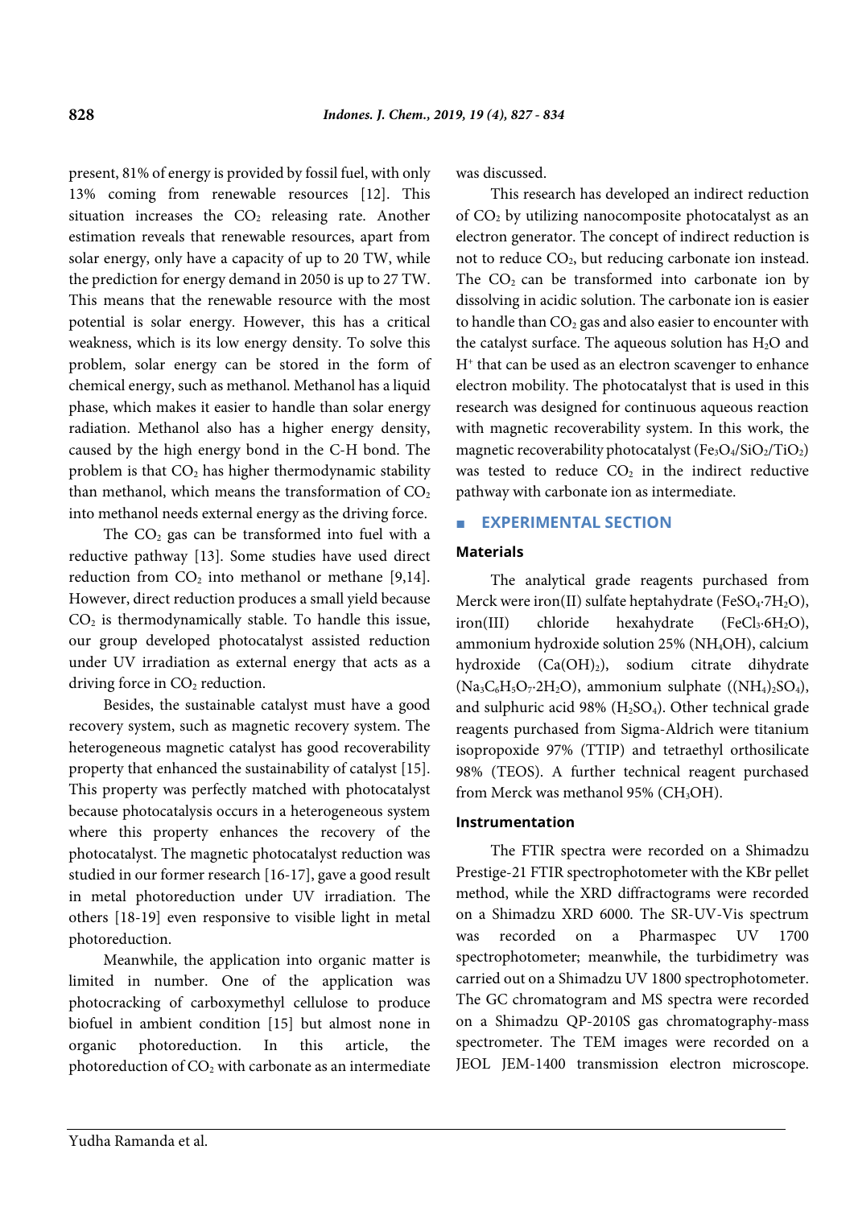present, 81% of energy is provided by fossil fuel, with only 13% coming from renewable resources [12]. This situation increases the $CO_2$ releasing rate. Another estimation reveals that renewable resources, apart from solar energy, only have a capacity of up to 20 TW, while the prediction for energy demand in 2050 is up to 27 TW. This means that the renewable resource with the most potential is solar energy. However, this has a critical weakness, which is its low energy density. To solve this problem, solar energy can be stored in the form of chemical energy, such as methanol. Methanol has a liquid phase, which makes it easier to handle than solar energy radiation. Methanol also has a higher energy density, caused by the high energy bond in the C-H bond. The problem is that $CO_2$ has higher thermodynamic stability than methanol, which means the transformation of $CO_2$ into methanol needs external energy as the driving force.

The $CO_2$ gas can be transformed into fuel with a reductive pathway [13]. Some studies have used direct reduction from $CO_2$ into methanol or methane [9,14]. However, direct reduction produces a small yield because $CO_2$ is thermodynamically stable. To handle this issue, our group developed photocatalyst assisted reduction under UV irradiation as external energy that acts as a driving force in $CO_2$ reduction.

Besides, the sustainable catalyst must have a good recovery system, such as magnetic recovery system. The heterogeneous magnetic catalyst has good recoverability property that enhanced the sustainability of catalyst [15]. This property was perfectly matched with photocatalyst because photocatalysis occurs in a heterogeneous system where this property enhances the recovery of the photocatalyst. The magnetic photocatalyst reduction was studied in our former research [16-17], gave a good result in metal photoreduction under UV irradiation. The others [18-19] even responsive to visible light in metal photoreduction.

Meanwhile, the application into organic matter is limited in number. One of the application was photocracking of carboxymethyl cellulose to produce biofuel in ambient condition [15] but almost none in organic photoreduction. In this article, the photoreduction of $CO_2$ with carbonate as an intermediate was discussed.

This research has developed an indirect reduction of $CO_2$ by utilizing nanocomposite photocatalyst as an electron generator. The concept of indirect reduction is not to reduce $CO_2$, but reducing carbonate ion instead. The $CO_2$ can be transformed into carbonate ion by dissolving in acidic solution. The carbonate ion is easier to handle than $CO_2$ gas and also easier to encounter with the catalyst surface. The aqueous solution has $H_2O$ and $H^+$ that can be used as an electron scavenger to enhance electron mobility. The photocatalyst that is used in this research was designed for continuous aqueous reaction with magnetic recoverability system. In this work, the magnetic recoverability photocatalyst ($Fe_3O_4/SiO_2/TiO_2$) was tested to reduce $CO_2$ in the indirect reductive pathway with carbonate ion as intermediate.

## EXPERIMENTAL SECTION

### Materials

The analytical grade reagents purchased from Merck were iron(II) sulfate heptahydrate ($FeSO_4{\cdot}7H_2O$), iron(III) chloride hexahydrate ($FeCl_3{\cdot}6H_2O$), ammonium hydroxide solution 25% ($NH_4OH$), calcium hydroxide ($Ca(OH)_2$), sodium citrate dihydrate ($Na_3C_6H_5O_7{\cdot}2H_2O$), ammonium sulphate ($(NH_4)_2SO_4$), and sulphuric acid 98% ($H_2SO_4$). Other technical grade reagents purchased from Sigma-Aldrich were titanium isopropoxide 97% (TTIP) and tetraethyl orthosilicate 98% (TEOS). A further technical reagent purchased from Merck was methanol 95% ($CH_3OH$).

### Instrumentation

The FTIR spectra were recorded on a Shimadzu Prestige-21 FTIR spectrophotometer with the KBr pellet method, while the XRD diffractograms were recorded on a Shimadzu XRD 6000. The SR-UV-Vis spectrum was recorded on a Pharmaspec UV 1700 spectrophotometer; meanwhile, the turbidimetry was carried out on a Shimadzu UV 1800 spectrophotometer. The GC chromatogram and MS spectra were recorded on a Shimadzu QP-2010S gas chromatography-mass spectrometer. The TEM images were recorded on a JEOL JEM-1400 transmission electron microscope.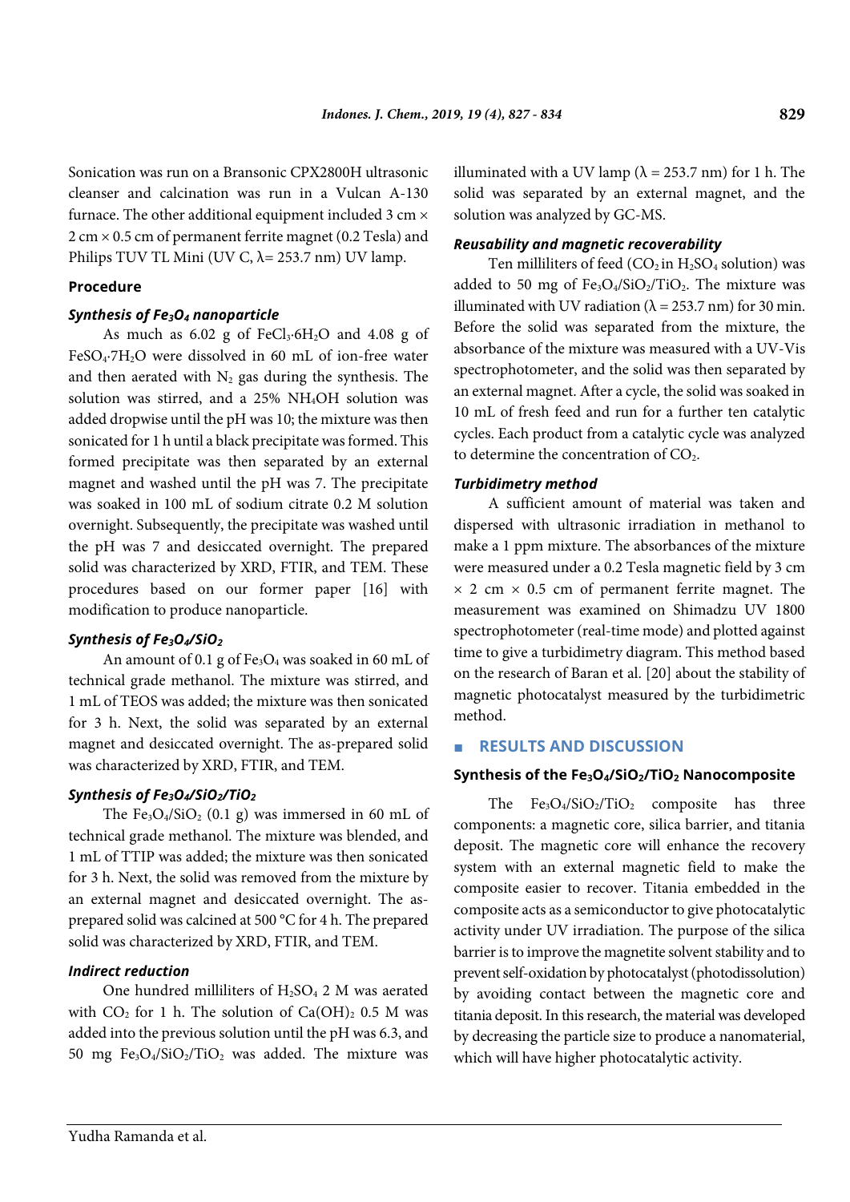Sonication was run on a Bransonic CPX2800H ultrasonic cleanser and calcination was run in a Vulcan A-130 furnace. The other additional equipment included 3 cm × 2 cm × 0.5 cm of permanent ferrite magnet (0.2 Tesla) and Philips TUV TL Mini (UV C, λ= 253.7 nm) UV lamp.

### Procedure

#### *Synthesis of $Fe_3O_4$ nanoparticle*

As much as 6.02 g of $FeCl_3·6H_2O$ and 4.08 g of $FeSO_4·7H_2O$ were dissolved in 60 mL of ion-free water and then aerated with $N_2$ gas during the synthesis. The solution was stirred, and a 25% $NH_4OH$ solution was added dropwise until the pH was 10; the mixture was then sonicated for 1 h until a black precipitate was formed. This formed precipitate was then separated by an external magnet and washed until the pH was 7. The precipitate was soaked in 100 mL of sodium citrate 0.2 M solution overnight. Subsequently, the precipitate was washed until the pH was 7 and desiccated overnight. The prepared solid was characterized by XRD, FTIR, and TEM. These procedures based on our former paper [16] with modification to produce nanoparticle.

#### *Synthesis of $Fe_3O_4/SiO_2$*

An amount of 0.1 g of $Fe_3O_4$ was soaked in 60 mL of technical grade methanol. The mixture was stirred, and 1 mL of TEOS was added; the mixture was then sonicated for 3 h. Next, the solid was separated by an external magnet and desiccated overnight. The as-prepared solid was characterized by XRD, FTIR, and TEM.

#### *Synthesis of $Fe_3O_4/SiO_2/TiO_2$*

The $Fe_3O_4/SiO_2$ (0.1 g) was immersed in 60 mL of technical grade methanol. The mixture was blended, and 1 mL of TTIP was added; the mixture was then sonicated for 3 h. Next, the solid was removed from the mixture by an external magnet and desiccated overnight. The as-prepared solid was calcined at 500 °C for 4 h. The prepared solid was characterized by XRD, FTIR, and TEM.

#### *Indirect reduction*

One hundred milliliters of $H_2SO_4$ 2 M was aerated with $CO_2$ for 1 h. The solution of $Ca(OH)_2$ 0.5 M was added into the previous solution until the pH was 6.3, and 50 mg $Fe_3O_4/SiO_2/TiO_2$ was added. The mixture was illuminated with a UV lamp (λ = 253.7 nm) for 1 h. The solid was separated by an external magnet, and the solution was analyzed by GC-MS.

#### *Reusability and magnetic recoverability*

Ten milliliters of feed ($CO_2$ in $H_2SO_4$ solution) was added to 50 mg of $Fe_3O_4/SiO_2/TiO_2$. The mixture was illuminated with UV radiation (λ = 253.7 nm) for 30 min. Before the solid was separated from the mixture, the absorbance of the mixture was measured with a UV-Vis spectrophotometer, and the solid was then separated by an external magnet. After a cycle, the solid was soaked in 10 mL of fresh feed and run for a further ten catalytic cycles. Each product from a catalytic cycle was analyzed to determine the concentration of $CO_2$.

#### *Turbidimetry method*

A sufficient amount of material was taken and dispersed with ultrasonic irradiation in methanol to make a 1 ppm mixture. The absorbances of the mixture were measured under a 0.2 Tesla magnetic field by 3 cm × 2 cm × 0.5 cm of permanent ferrite magnet. The measurement was examined on Shimadzu UV 1800 spectrophotometer (real-time mode) and plotted against time to give a turbidimetry diagram. This method based on the research of Baran et al. [20] about the stability of magnetic photocatalyst measured by the turbidimetric method.

## RESULTS AND DISCUSSION

### Synthesis of the $Fe_3O_4/SiO_2/TiO_2$ Nanocomposite

The $Fe_3O_4/SiO_2/TiO_2$ composite has three components: a magnetic core, silica barrier, and titania deposit. The magnetic core will enhance the recovery system with an external magnetic field to make the composite easier to recover. Titania embedded in the composite acts as a semiconductor to give photocatalytic activity under UV irradiation. The purpose of the silica barrier is to improve the magnetite solvent stability and to prevent self-oxidation by photocatalyst (photodissolution) by avoiding contact between the magnetic core and titania deposit. In this research, the material was developed by decreasing the particle size to produce a nanomaterial, which will have higher photocatalytic activity.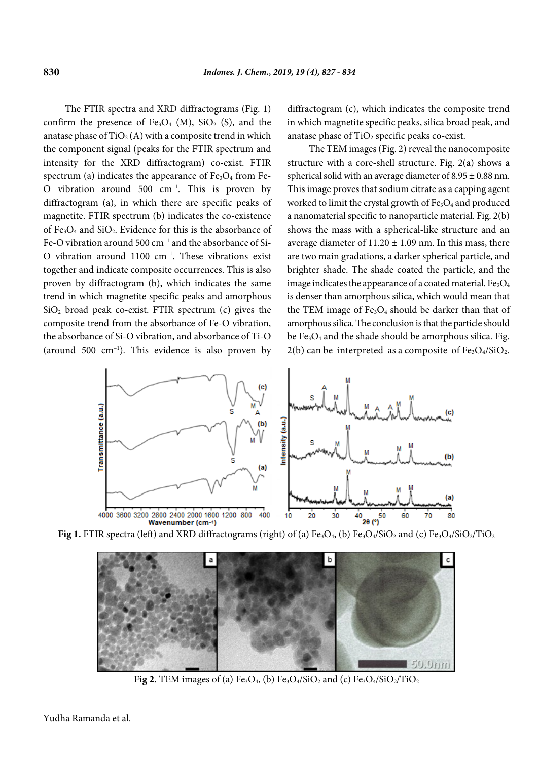The FTIR spectra and XRD diffractograms (Fig. 1) confirm the presence of $Fe_3O_4$ (M), $SiO_2$ (S), and the anatase phase of $TiO_2$ (A) with a composite trend in which the component signal (peaks for the FTIR spectrum and intensity for the XRD diffractogram) co-exist. FTIR spectrum (a) indicates the appearance of $Fe_3O_4$ from Fe-O vibration around 500 $cm^{-1}$. This is proven by diffractogram (a), in which there are specific peaks of magnetite. FTIR spectrum (b) indicates the co-existence of $Fe_3O_4$ and $SiO_2$. Evidence for this is the absorbance of Fe-O vibration around 500 $cm^{-1}$ and the absorbance of Si-O vibration around 1100 $cm^{-1}$. These vibrations exist together and indicate composite occurrences. This is also proven by diffractogram (b), which indicates the same trend in which magnetite specific peaks and amorphous $SiO_2$ broad peak co-exist. FTIR spectrum (c) gives the composite trend from the absorbance of Fe-O vibration, the absorbance of Si-O vibration, and absorbance of Ti-O (around 500 $cm^{-1}$). This evidence is also proven by diffractogram (c), which indicates the composite trend in which magnetite specific peaks, silica broad peak, and anatase phase of $TiO_2$ specific peaks co-exist.

The TEM images (Fig. 2) reveal the nanocomposite structure with a core-shell structure. Fig. 2(a) shows a spherical solid with an average diameter of 8.95 ± 0.88 nm. This image proves that sodium citrate as a capping agent worked to limit the crystal growth of $Fe_3O_4$ and produced a nanomaterial specific to nanoparticle material. Fig. 2(b) shows the mass with a spherical-like structure and an average diameter of 11.20 ± 1.09 nm. In this mass, there are two main gradations, a darker spherical particle, and brighter shade. The shade coated the particle, and the image indicates the appearance of a coated material. $Fe_3O_4$ is denser than amorphous silica, which would mean that the TEM image of $Fe_3O_4$ should be darker than that of amorphous silica. The conclusion is that the particle should be $Fe_3O_4$ and the shade should be amorphous silica. Fig. 2(b) can be interpreted as a composite of $Fe_3O_4/SiO_2$.

Transmittance (a.u.)
Wavenumber (cm⁻¹)
4000 3600 3200 2800 2400 2000 1600 1200 800 400
(a) (b) (c) S M A

Intensity (a.u.)
2θ (°)
10 20 30 40 50 60 70 80
(a) (b) (c) S M A

**Fig 1.** FTIR spectra (left) and XRD diffractograms (right) of (a) $Fe_3O_4$, (b) $Fe_3O_4/SiO_2$ and (c) $Fe_3O_4/SiO_2/TiO_2$

a b c
50.0nm

**Fig 2.** TEM images of (a) $Fe_3O_4$, (b) $Fe_3O_4/SiO_2$ and (c) $Fe_3O_4/SiO_2/TiO_2$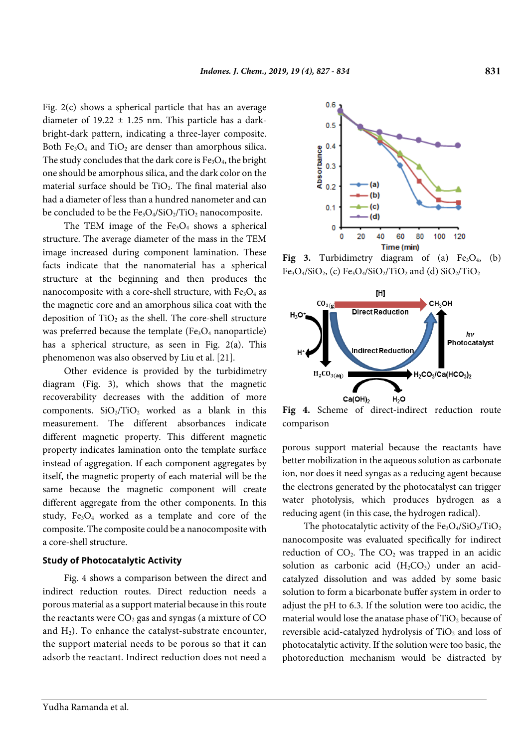Fig. 2(c) shows a spherical particle that has an average diameter of 19.22 ± 1.25 nm. This particle has a dark-bright-dark pattern, indicating a three-layer composite. Both $Fe_3O_4$ and $TiO_2$ are denser than amorphous silica. The study concludes that the dark core is $Fe_3O_4$, the bright one should be amorphous silica, and the dark color on the material surface should be $TiO_2$. The final material also had a diameter of less than a hundred nanometer and can be concluded to be the $Fe_3O_4/SiO_2/TiO_2$ nanocomposite.

The TEM image of the $Fe_3O_4$ shows a spherical structure. The average diameter of the mass in the TEM image increased during component lamination. These facts indicate that the nanomaterial has a spherical structure at the beginning and then produces the nanocomposite with a core-shell structure, with $Fe_3O_4$ as the magnetic core and an amorphous silica coat with the deposition of $TiO_2$ as the shell. The core-shell structure was preferred because the template ($Fe_3O_4$ nanoparticle) has a spherical structure, as seen in Fig. 2(a). This phenomenon was also observed by Liu et al. [21].

Other evidence is provided by the turbidimetry diagram (Fig. 3), which shows that the magnetic recoverability decreases with the addition of more components. $SiO_2/TiO_2$ worked as a blank in this measurement. The different absorbances indicate different magnetic property. This different magnetic property indicates lamination onto the template surface instead of aggregation. If each component aggregates by itself, the magnetic property of each material will be the same because the magnetic component will create different aggregate from the other components. In this study, $Fe_3O_4$ worked as a template and core of the composite. The composite could be a nanocomposite with a core-shell structure.

## Study of Photocatalytic Activity

Fig. 4 shows a comparison between the direct and indirect reduction routes. Direct reduction needs a porous material as a support material because in this route the reactants were $CO_2$ gas and syngas (a mixture of CO and $H_2$). To enhance the catalyst-substrate encounter, the support material needs to be porous so that it can adsorb the reactant. Indirect reduction does not need a porous support material because the reactants have better mobilization in the aqueous solution as carbonate ion, nor does it need syngas as a reducing agent because the electrons generated by the photocatalyst can trigger water photolysis, which produces hydrogen as a reducing agent (in this case, the hydrogen radical).

Absorbance
0.6
0.5
0.4
0.3
0.2
0.1
0
0 20 40 60 80 100 120
Time (min)
(a)
(b)
(c)
(d)

**Fig 3.** Turbidimetry diagram of (a) $Fe_3O_4$, (b) $Fe_3O_4/SiO_2$, (c) $Fe_3O_4/SiO_2/TiO_2$ and (d) $SiO_2/TiO_2$

[H]
$CO_{2(g)}$
Direct Reduction
$CH_3OH$
$H_3O^+$
$H^+$
$h\nu$
Photocatalyst
Indirect Reduction
$H_2CO_{3(aq)}$
$H_2CO_3/Ca(HCO_3)_2$
$Ca(OH)_2$
$H_2O$

**Fig 4.** Scheme of direct-indirect reduction route comparison

The photocatalytic activity of the $Fe_3O_4/SiO_2/TiO_2$ nanocomposite was evaluated specifically for indirect reduction of $CO_2$. The $CO_2$ was trapped in an acidic solution as carbonic acid ($H_2CO_3$) under an acid-catalyzed dissolution and was added by some basic solution to form a bicarbonate buffer system in order to adjust the pH to 6.3. If the solution were too acidic, the material would lose the anatase phase of $TiO_2$ because of reversible acid-catalyzed hydrolysis of $TiO_2$ and loss of photocatalytic activity. If the solution were too basic, the photoreduction mechanism would be distracted by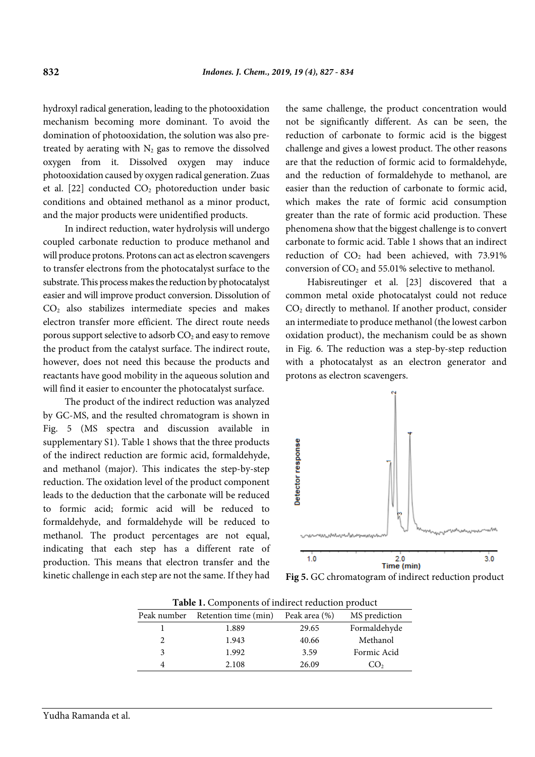hydroxyl radical generation, leading to the photooxidation mechanism becoming more dominant. To avoid the domination of photooxidation, the solution was also pre-treated by aerating with $N_2$ gas to remove the dissolved oxygen from it. Dissolved oxygen may induce photooxidation caused by oxygen radical generation. Zuas et al. [22] conducted $CO_2$ photoreduction under basic conditions and obtained methanol as a minor product, and the major products were unidentified products.

In indirect reduction, water hydrolysis will undergo coupled carbonate reduction to produce methanol and will produce protons. Protons can act as electron scavengers to transfer electrons from the photocatalyst surface to the substrate. This process makes the reduction by photocatalyst easier and will improve product conversion. Dissolution of $CO_2$ also stabilizes intermediate species and makes electron transfer more efficient. The direct route needs porous support selective to adsorb $CO_2$ and easy to remove the product from the catalyst surface. The indirect route, however, does not need this because the products and reactants have good mobility in the aqueous solution and will find it easier to encounter the photocatalyst surface.

The product of the indirect reduction was analyzed by GC-MS, and the resulted chromatogram is shown in Fig. 5 (MS spectra and discussion available in supplementary S1). Table 1 shows that the three products of the indirect reduction are formic acid, formaldehyde, and methanol (major). This indicates the step-by-step reduction. The oxidation level of the product component leads to the deduction that the carbonate will be reduced to formic acid; formic acid will be reduced to formaldehyde, and formaldehyde will be reduced to methanol. The product percentages are not equal, indicating that each step has a different rate of production. This means that electron transfer and the kinetic challenge in each step are not the same. If they had the same challenge, the product concentration would not be significantly different. As can be seen, the reduction of carbonate to formic acid is the biggest challenge and gives a lowest product. The other reasons are that the reduction of formic acid to formaldehyde, and the reduction of formaldehyde to methanol, are easier than the reduction of carbonate to formic acid, which makes the rate of formic acid consumption greater than the rate of formic acid production. These phenomena show that the biggest challenge is to convert carbonate to formic acid. Table 1 shows that an indirect reduction of $CO_2$ had been achieved, with 73.91% conversion of $CO_2$ and 55.01% selective to methanol.

Habisreutinger et al. [23] discovered that a common metal oxide photocatalyst could not reduce $CO_2$ directly to methanol. If another product, consider an intermediate to produce methanol (the lowest carbon oxidation product), the mechanism could be as shown in Fig. 6. The reduction was a step-by-step reduction with a photocatalyst as an electron generator and protons as electron scavengers.

Detector response
1
2
3
4
1.0
2.0
3.0
Time (min)

**Fig 5.** GC chromatogram of indirect reduction product

**Table 1.** Components of indirect reduction product

| Peak number | Retention time (min) | Peak area (%) | MS prediction |
|---|---|---|---|
| 1 | 1.889 | 29.65 | Formaldehyde |
| 2 | 1.943 | 40.66 | Methanol |
| 3 | 1.992 | 3.59 | Formic Acid |
| 4 | 2.108 | 26.09 | $CO_2$ |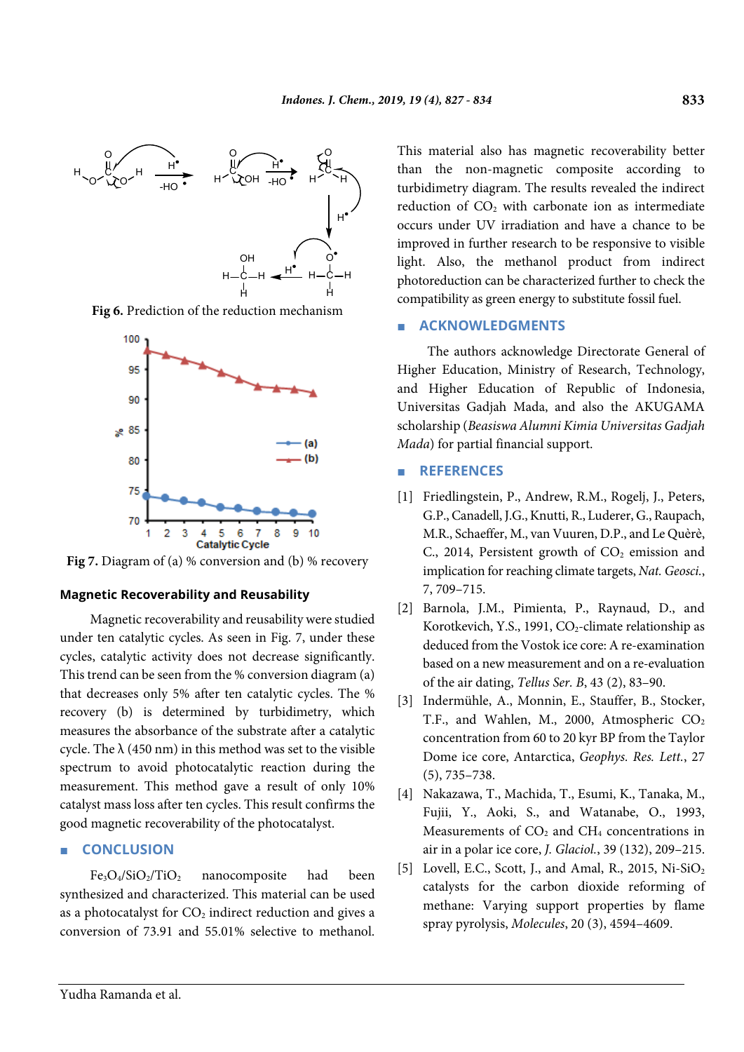H O C O H H• -HO• H C OH H• -HO• H C H H• O• H C H H H• OH H C H H

Fig 6. Prediction of the reduction mechanism

100
95
90
85
80
75
70
%
1 2 3 4 5 6 7 8 9 10
Catalytic Cycle
(a)
(b)

Fig 7. Diagram of (a) % conversion and (b) % recovery

### Magnetic Recoverability and Reusability

Magnetic recoverability and reusability were studied under ten catalytic cycles. As seen in Fig. 7, under these cycles, catalytic activity does not decrease significantly. This trend can be seen from the % conversion diagram (a) that decreases only 5% after ten catalytic cycles. The % recovery (b) is determined by turbidimetry, which measures the absorbance of the substrate after a catalytic cycle. The λ (450 nm) in this method was set to the visible spectrum to avoid photocatalytic reaction during the measurement. This method gave a result of only 10% catalyst mass loss after ten cycles. This result confirms the good magnetic recoverability of the photocatalyst.

## CONCLUSION

$Fe_3O_4/SiO_2/TiO_2$ nanocomposite had been synthesized and characterized. This material can be used as a photocatalyst for $CO_2$ indirect reduction and gives a conversion of 73.91 and 55.01% selective to methanol. This material also has magnetic recoverability better than the non-magnetic composite according to turbidimetry diagram. The results revealed the indirect reduction of $CO_2$ with carbonate ion as intermediate occurs under UV irradiation and have a chance to be improved in further research to be responsive to visible light. Also, the methanol product from indirect photoreduction can be characterized further to check the compatibility as green energy to substitute fossil fuel.

## ACKNOWLEDGMENTS

The authors acknowledge Directorate General of Higher Education, Ministry of Research, Technology, and Higher Education of Republic of Indonesia, Universitas Gadjah Mada, and also the AKUGAMA scholarship (*Beasiswa Alumni Kimia Universitas Gadjah Mada*) for partial financial support.

## REFERENCES

[1] Friedlingstein, P., Andrew, R.M., Rogelj, J., Peters, G.P., Canadell, J.G., Knutti, R., Luderer, G., Raupach, M.R., Schaeffer, M., van Vuuren, D.P., and Le Quèrè, C., 2014, Persistent growth of $CO_2$ emission and implication for reaching climate targets, *Nat. Geosci.*, 7, 709–715.

[2] Barnola, J.M., Pimienta, P., Raynaud, D., and Korotkevich, Y.S., 1991, $CO_2$-climate relationship as deduced from the Vostok ice core: A re-examination based on a new measurement and on a re-evaluation of the air dating, *Tellus Ser. B*, 43 (2), 83–90.

[3] Indermühle, A., Monnin, E., Stauffer, B., Stocker, T.F., and Wahlen, M., 2000, Atmospheric $CO_2$ concentration from 60 to 20 kyr BP from the Taylor Dome ice core, Antarctica, *Geophys. Res. Lett.*, 27 (5), 735–738.

[4] Nakazawa, T., Machida, T., Esumi, K., Tanaka, M., Fujii, Y., Aoki, S., and Watanabe, O., 1993, Measurements of $CO_2$ and $CH_4$ concentrations in air in a polar ice core, *J. Glaciol.*, 39 (132), 209–215.

[5] Lovell, E.C., Scott, J., and Amal, R., 2015, Ni-$SiO_2$ catalysts for the carbon dioxide reforming of methane: Varying support properties by flame spray pyrolysis, *Molecules*, 20 (3), 4594–4609.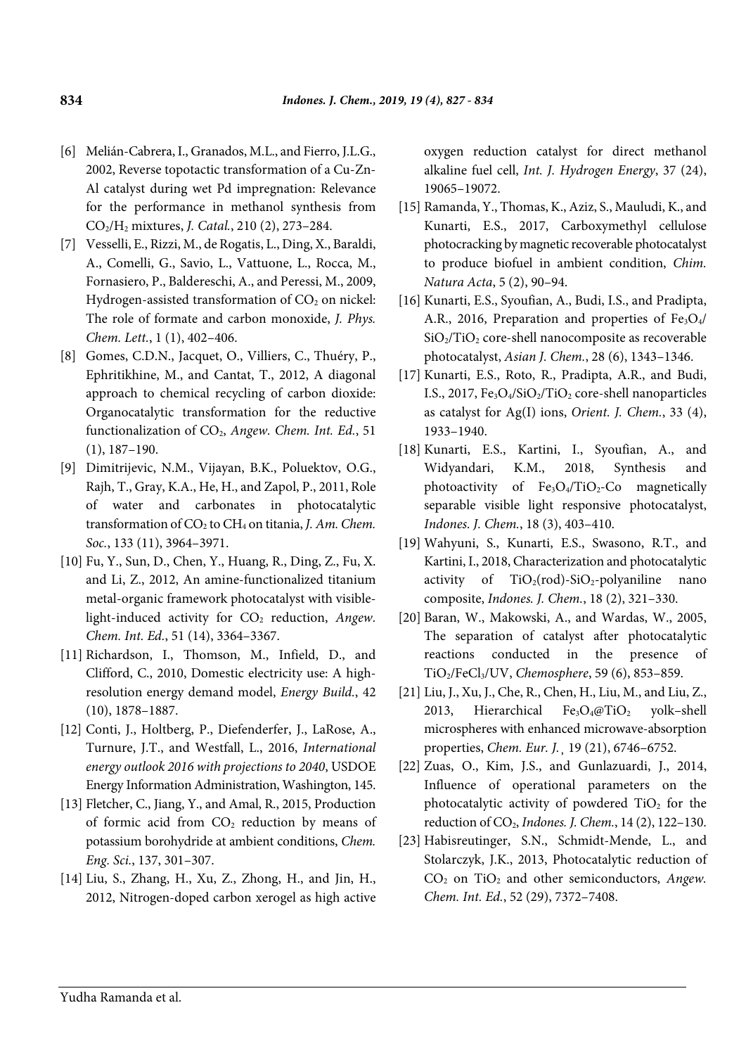[6] Melián-Cabrera, I., Granados, M.L., and Fierro, J.L.G., 2002, Reverse topotactic transformation of a Cu-Zn-Al catalyst during wet Pd impregnation: Relevance for the performance in methanol synthesis from $CO_2/H_2$ mixtures, *J. Catal.*, 210 (2), 273–284.

[7] Vesselli, E., Rizzi, M., de Rogatis, L., Ding, X., Baraldi, A., Comelli, G., Savio, L., Vattuone, L., Rocca, M., Fornasiero, P., Baldereschi, A., and Peressi, M., 2009, Hydrogen-assisted transformation of $CO_2$ on nickel: The role of formate and carbon monoxide, *J. Phys. Chem. Lett.*, 1 (1), 402–406.

[8] Gomes, C.D.N., Jacquet, O., Villiers, C., Thuéry, P., Ephritikhine, M., and Cantat, T., 2012, A diagonal approach to chemical recycling of carbon dioxide: Organocatalytic transformation for the reductive functionalization of $CO_2$, *Angew. Chem. Int. Ed.*, 51 (1), 187–190.

[9] Dimitrijevic, N.M., Vijayan, B.K., Poluektov, O.G., Rajh, T., Gray, K.A., He, H., and Zapol, P., 2011, Role of water and carbonates in photocatalytic transformation of $CO_2$ to $CH_4$ on titania, *J. Am. Chem. Soc.*, 133 (11), 3964–3971.

[10] Fu, Y., Sun, D., Chen, Y., Huang, R., Ding, Z., Fu, X. and Li, Z., 2012, An amine-functionalized titanium metal-organic framework photocatalyst with visible-light-induced activity for $CO_2$ reduction, *Angew. Chem. Int. Ed.*, 51 (14), 3364–3367.

[11] Richardson, I., Thomson, M., Infield, D., and Clifford, C., 2010, Domestic electricity use: A high-resolution energy demand model, *Energy Build.*, 42 (10), 1878–1887.

[12] Conti, J., Holtberg, P., Diefenderfer, J., LaRose, A., Turnure, J.T., and Westfall, L., 2016, *International energy outlook 2016 with projections to 2040*, USDOE Energy Information Administration, Washington, 145.

[13] Fletcher, C., Jiang, Y., and Amal, R., 2015, Production of formic acid from $CO_2$ reduction by means of potassium borohydride at ambient conditions, *Chem. Eng. Sci.*, 137, 301–307.

[14] Liu, S., Zhang, H., Xu, Z., Zhong, H., and Jin, H., 2012, Nitrogen-doped carbon xerogel as high active oxygen reduction catalyst for direct methanol alkaline fuel cell, *Int. J. Hydrogen Energy*, 37 (24), 19065–19072.

[15] Ramanda, Y., Thomas, K., Aziz, S., Mauludi, K., and Kunarti, E.S., 2017, Carboxymethyl cellulose photocracking by magnetic recoverable photocatalyst to produce biofuel in ambient condition, *Chim. Natura Acta*, 5 (2), 90–94.

[16] Kunarti, E.S., Syoufian, A., Budi, I.S., and Pradipta, A.R., 2016, Preparation and properties of $Fe_3O_4$/$SiO_2$/$TiO_2$ core-shell nanocomposite as recoverable photocatalyst, *Asian J. Chem.*, 28 (6), 1343–1346.

[17] Kunarti, E.S., Roto, R., Pradipta, A.R., and Budi, I.S., 2017, $Fe_3O_4$/$SiO_2$/$TiO_2$ core-shell nanoparticles as catalyst for Ag(I) ions, *Orient. J. Chem.*, 33 (4), 1933–1940.

[18] Kunarti, E.S., Kartini, I., Syoufian, A., and Widyandari, K.M., 2018, Synthesis and photoactivity of $Fe_3O_4$/$TiO_2$-Co magnetically separable visible light responsive photocatalyst, *Indones. J. Chem.*, 18 (3), 403–410.

[19] Wahyuni, S., Kunarti, E.S., Swasono, R.T., and Kartini, I., 2018, Characterization and photocatalytic activity of $TiO_2$(rod)-$SiO_2$-polyaniline nano composite, *Indones. J. Chem.*, 18 (2), 321–330.

[20] Baran, W., Makowski, A., and Wardas, W., 2005, The separation of catalyst after photocatalytic reactions conducted in the presence of $TiO_2$/$FeCl_3$/UV, *Chemosphere*, 59 (6), 853–859.

[21] Liu, J., Xu, J., Che, R., Chen, H., Liu, M., and Liu, Z., 2013, Hierarchical $Fe_3O_4$@$TiO_2$ yolk–shell microspheres with enhanced microwave-absorption properties, *Chem. Eur. J.*¸ 19 (21), 6746–6752.

[22] Zuas, O., Kim, J.S., and Gunlazuardi, J., 2014, Influence of operational parameters on the photocatalytic activity of powdered $TiO_2$ for the reduction of $CO_2$, *Indones. J. Chem.*, 14 (2), 122–130.

[23] Habisreutinger, S.N., Schmidt-Mende, L., and Stolarczyk, J.K., 2013, Photocatalytic reduction of $CO_2$ on $TiO_2$ and other semiconductors, *Angew. Chem. Int. Ed.*, 52 (29), 7372–7408.